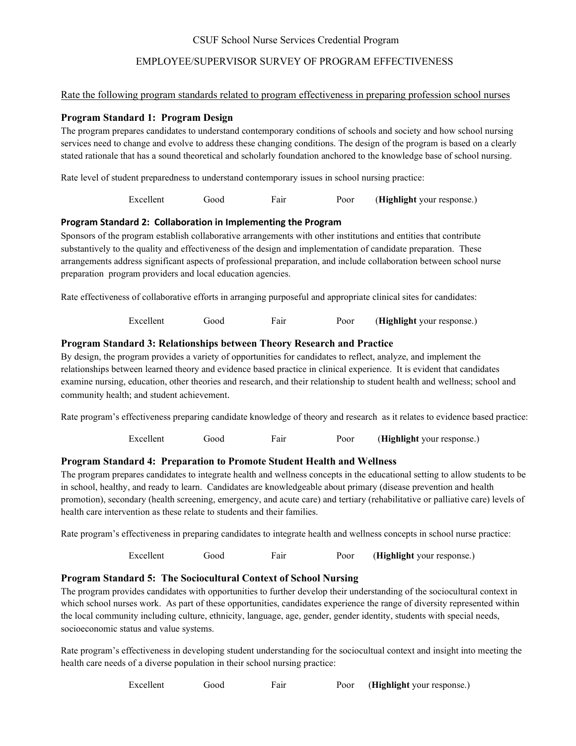CSUF School Nurse Services Credential Program

EMPLOYEE/SUPERVISOR SURVEY OF PROGRAM EFFECTIVENESS

Rate the following program standards related to program effectiveness in preparing profession school nurses

### Program Standard 1: Program Design

The program prepares candidates to understand contemporary conditions of schools and society and how school nursing services need to change and evolve to address these changing conditions. The design of the program is based on a clearly stated rationale that has a sound theoretical and scholarly foundation anchored to the knowledge base of school nursing.

Rate level of student preparedness to understand contemporary issues in school nursing practice:

Excellent Good Fair Poor (**Highlight** your response.)

### Program Standard 2: Collaboration in Implementing the Program

Sponsors of the program establish collaborative arrangements with other institutions and entities that contribute substantively to the quality and effectiveness of the design and implementation of candidate preparation. These arrangements address significant aspects of professional preparation, and include collaboration between school nurse preparation program providers and local education agencies.

Rate effectiveness of collaborative efforts in arranging purposeful and appropriate clinical sites for candidates:

Excellent Good Fair Poor (**Highlight** your response.)

### Program Standard 3: Relationships between Theory Research and Practice

By design, the program provides a variety of opportunities for candidates to reflect, analyze, and implement the relationships between learned theory and evidence based practice in clinical experience. It is evident that candidates examine nursing, education, other theories and research, and their relationship to student health and wellness; school and community health; and student achievement.

Rate program's effectiveness preparing candidate knowledge of theory and research as it relates to evidence based practice:

Excellent Good Fair Poor (**Highlight** your response.)

### Program Standard 4: Preparation to Promote Student Health and Wellness

The program prepares candidates to integrate health and wellness concepts in the educational setting to allow students to be in school, healthy, and ready to learn. Candidates are knowledgeable about primary (disease prevention and health promotion), secondary (health screening, emergency, and acute care) and tertiary (rehabilitative or palliative care) levels of health care intervention as these relate to students and their families.

Rate program's effectiveness in preparing candidates to integrate health and wellness concepts in school nurse practice:

Excellent Good Fair Poor (**Highlight** your response.)

### Program Standard 5: The Sociocultural Context of School Nursing

The program provides candidates with opportunities to further develop their understanding of the sociocultural context in which school nurses work. As part of these opportunities, candidates experience the range of diversity represented within the local community including culture, ethnicity, language, age, gender, gender identity, students with special needs, socioeconomic status and value systems.

Rate program's effectiveness in developing student understanding for the sociocultual context and insight into meeting the health care needs of a diverse population in their school nursing practice:

Excellent Good Fair Poor (**Highlight** your response.)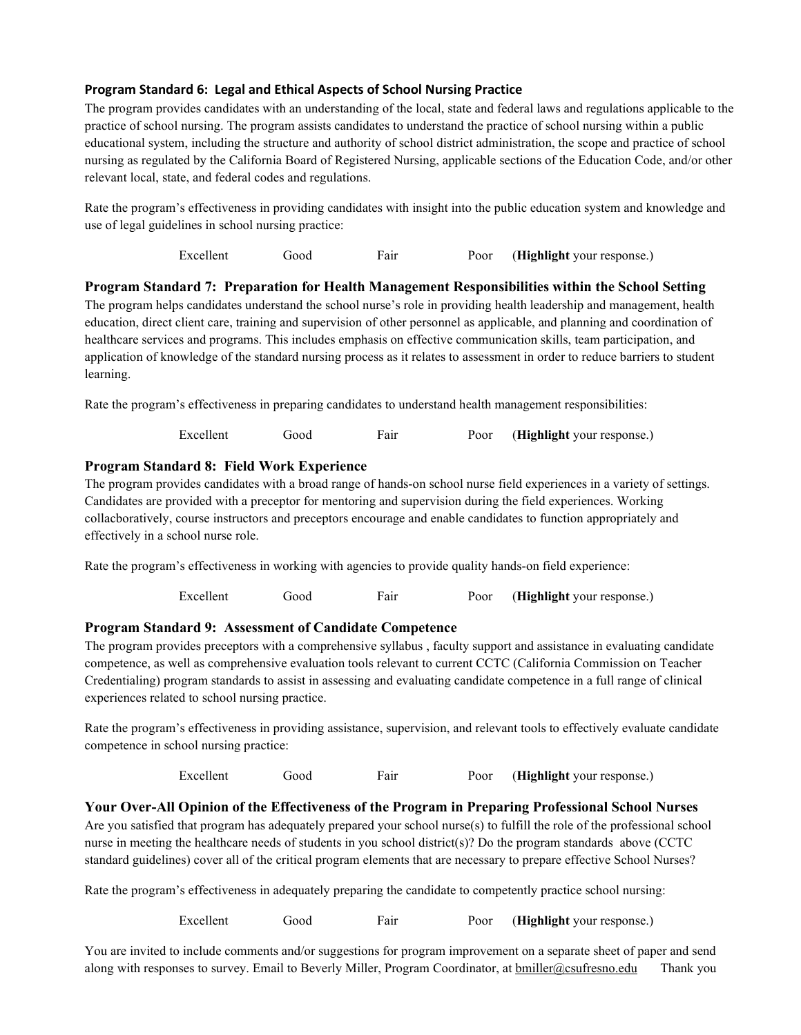### Program Standard 6: Legal and Ethical Aspects of School Nursing Practice

The program provides candidates with an understanding of the local, state and federal laws and regulations applicable to the practice of school nursing. The program assists candidates to understand the practice of school nursing within a public educational system, including the structure and authority of school district administration, the scope and practice of school nursing as regulated by the California Board of Registered Nursing, applicable sections of the Education Code, and/or other relevant local, state, and federal codes and regulations.

Rate the program's effectiveness in providing candidates with insight into the public education system and knowledge and use of legal guidelines in school nursing practice:

Excellent Good Fair Poor (**Highlight** your response.)

### Program Standard 7: Preparation for Health Management Responsibilities within the School Setting

The program helps candidates understand the school nurse's role in providing health leadership and management, health education, direct client care, training and supervision of other personnel as applicable, and planning and coordination of healthcare services and programs. This includes emphasis on effective communication skills, team participation, and application of knowledge of the standard nursing process as it relates to assessment in order to reduce barriers to student learning.

Rate the program's effectiveness in preparing candidates to understand health management responsibilities:

Excellent Good Fair Poor (**Highlight** your response.)

### Program Standard 8: Field Work Experience

The program provides candidates with a broad range of hands-on school nurse field experiences in a variety of settings. Candidates are provided with a preceptor for mentoring and supervision during the field experiences. Working collacboratively, course instructors and preceptors encourage and enable candidates to function appropriately and effectively in a school nurse role.

Rate the program's effectiveness in working with agencies to provide quality hands-on field experience:

Excellent Good Fair Poor (**Highlight** your response.)

### Program Standard 9: Assessment of Candidate Competence

The program provides preceptors with a comprehensive syllabus , faculty support and assistance in evaluating candidate competence, as well as comprehensive evaluation tools relevant to current CCTC (California Commission on Teacher Credentialing) program standards to assist in assessing and evaluating candidate competence in a full range of clinical experiences related to school nursing practice.

Rate the program's effectiveness in providing assistance, supervision, and relevant tools to effectively evaluate candidate competence in school nursing practice:

Excellent Good Fair Poor (**Highlight** your response.)

### Your Over-All Opinion of the Effectiveness of the Program in Preparing Professional School Nurses

Are you satisfied that program has adequately prepared your school nurse(s) to fulfill the role of the professional school nurse in meeting the healthcare needs of students in you school district(s)? Do the program standards above (CCTC standard guidelines) cover all of the critical program elements that are necessary to prepare effective School Nurses?

Rate the program's effectiveness in adequately preparing the candidate to competently practice school nursing:

Excellent Good Fair Poor (**Highlight** your response.)

You are invited to include comments and/or suggestions for program improvement on a separate sheet of paper and send along with responses to survey. Email to Beverly Miller, Program Coordinator, at bmiller@csufresno.edu Thank you